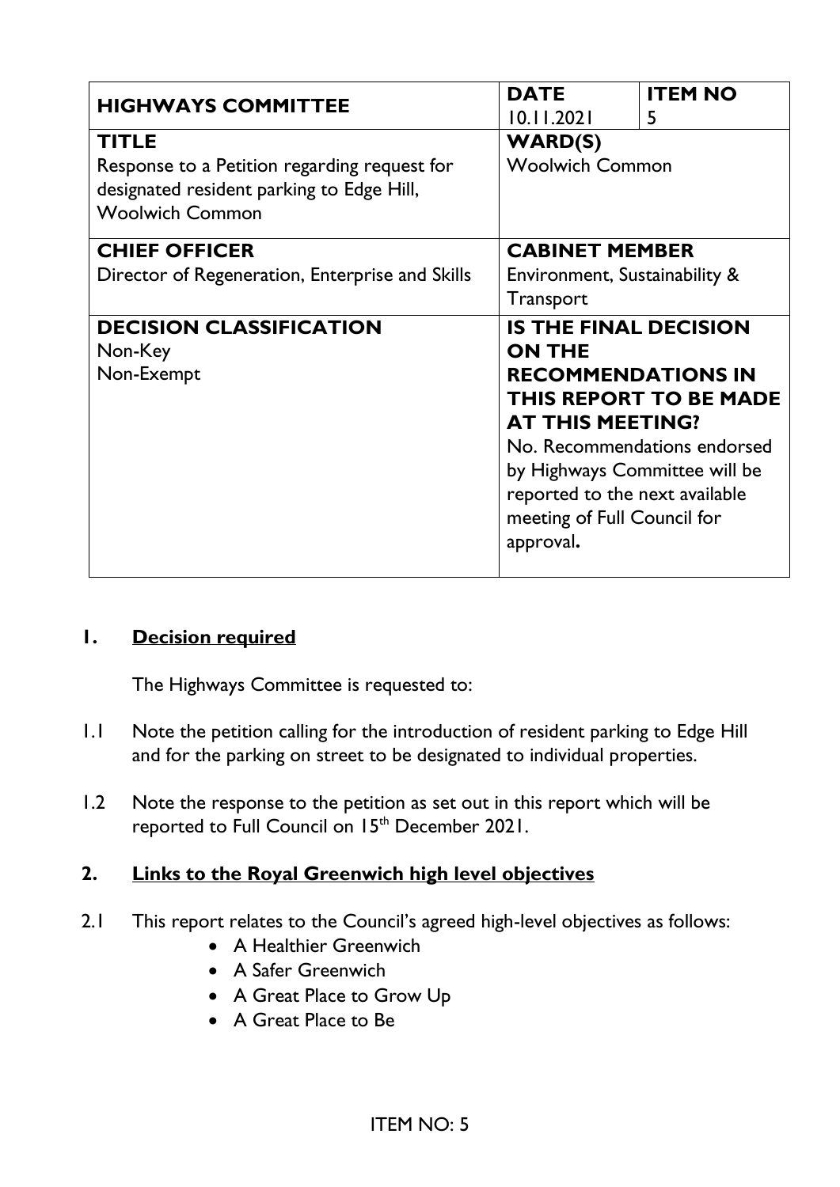| **HIGHWAYS COMMITTEE** | **DATE**<br>10.11.2021 | **ITEM NO**<br>5 |
|---|---|---|
| **TITLE**<br>Response to a Petition regarding request for designated resident parking to Edge Hill, Woolwich Common | **WARD(S)**<br>Woolwich Common | |
| **CHIEF OFFICER**<br>Director of Regeneration, Enterprise and Skills | **CABINET MEMBER**<br>Environment, Sustainability & Transport | |
| **DECISION CLASSIFICATION**<br>Non-Key<br>Non-Exempt | **IS THE FINAL DECISION ON THE RECOMMENDATIONS IN THIS REPORT TO BE MADE AT THIS MEETING?**<br>No. Recommendations endorsed by Highways Committee will be reported to the next available meeting of Full Council for approval**.** | |

## 1. Decision required

The Highways Committee is requested to:

1.1 Note the petition calling for the introduction of resident parking to Edge Hill and for the parking on street to be designated to individual properties.

1.2 Note the response to the petition as set out in this report which will be reported to Full Council on 15th December 2021.

## 2. Links to the Royal Greenwich high level objectives

2.1 This report relates to the Council's agreed high-level objectives as follows:

- A Healthier Greenwich
- A Safer Greenwich
- A Great Place to Grow Up
- A Great Place to Be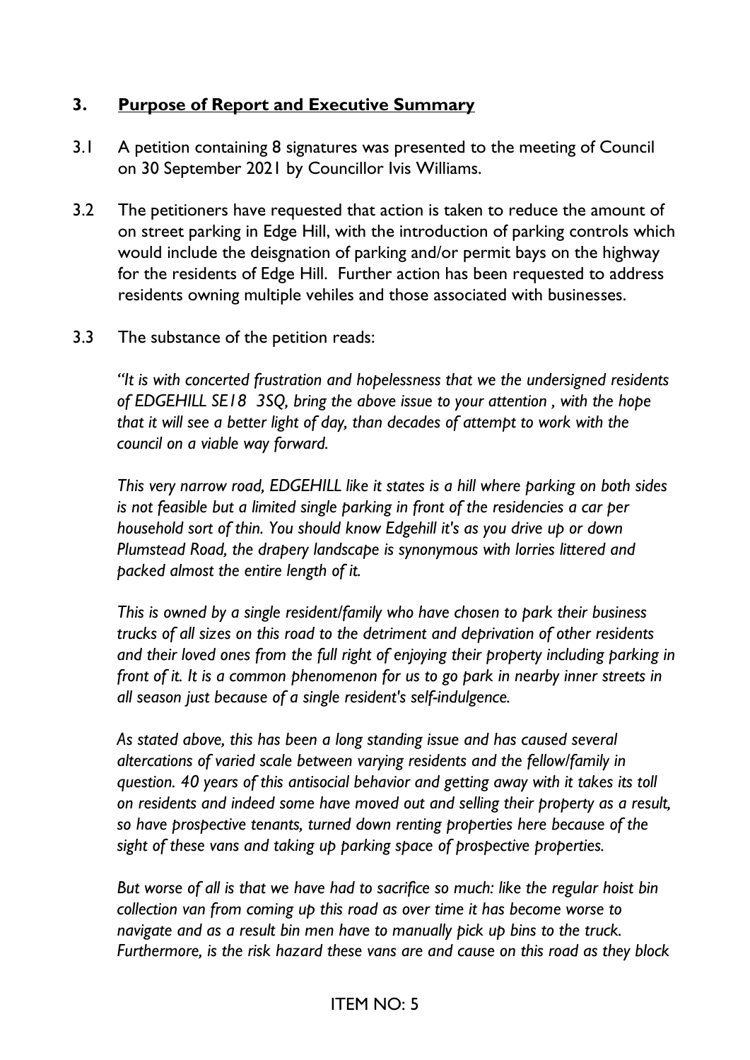## 3. Purpose of Report and Executive Summary

3.1 A petition containing 8 signatures was presented to the meeting of Council on 30 September 2021 by Councillor Ivis Williams.

3.2 The petitioners have requested that action is taken to reduce the amount of on street parking in Edge Hill, with the introduction of parking controls which would include the deisgnation of parking and/or permit bays on the highway for the residents of Edge Hill. Further action has been requested to address residents owning multiple vehiles and those associated with businesses.

3.3 The substance of the petition reads:

*"It is with concerted frustration and hopelessness that we the undersigned residents of EDGEHILL SE18 3SQ, bring the above issue to your attention , with the hope that it will see a better light of day, than decades of attempt to work with the council on a viable way forward.*

*This very narrow road, EDGEHILL like it states is a hill where parking on both sides is not feasible but a limited single parking in front of the residencies a car per household sort of thin. You should know Edgehill it's as you drive up or down Plumstead Road, the drapery landscape is synonymous with lorries littered and packed almost the entire length of it.*

*This is owned by a single resident/family who have chosen to park their business trucks of all sizes on this road to the detriment and deprivation of other residents and their loved ones from the full right of enjoying their property including parking in front of it. It is a common phenomenon for us to go park in nearby inner streets in all season just because of a single resident's self-indulgence.*

*As stated above, this has been a long standing issue and has caused several altercations of varied scale between varying residents and the fellow/family in question. 40 years of this antisocial behavior and getting away with it takes its toll on residents and indeed some have moved out and selling their property as a result, so have prospective tenants, turned down renting properties here because of the sight of these vans and taking up parking space of prospective properties.*

*But worse of all is that we have had to sacrifice so much: like the regular hoist bin collection van from coming up this road as over time it has become worse to navigate and as a result bin men have to manually pick up bins to the truck. Furthermore, is the risk hazard these vans are and cause on this road as they block*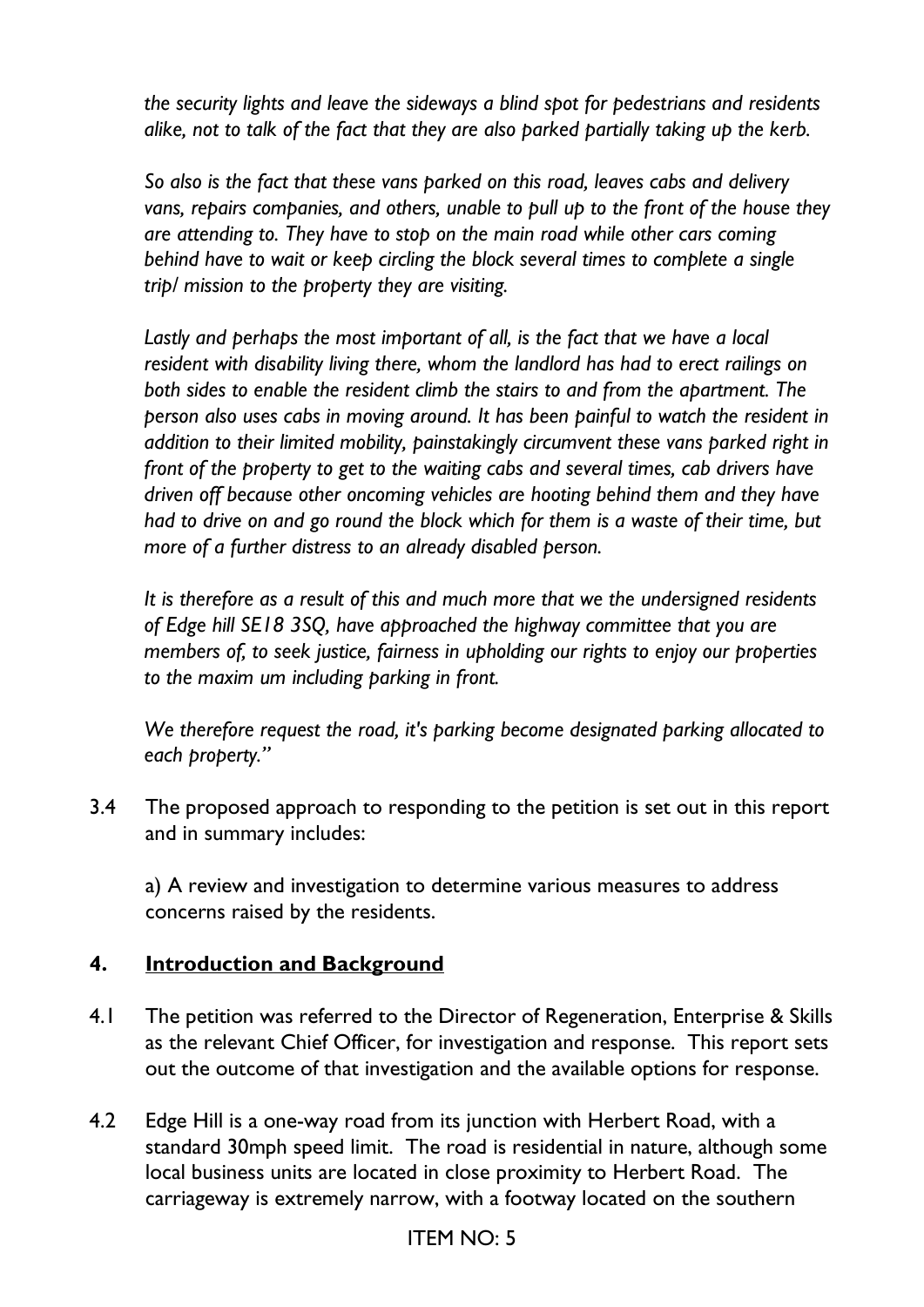*the security lights and leave the sideways a blind spot for pedestrians and residents alike, not to talk of the fact that they are also parked partially taking up the kerb.*

*So also is the fact that these vans parked on this road, leaves cabs and delivery vans, repairs companies, and others, unable to pull up to the front of the house they are attending to. They have to stop on the main road while other cars coming behind have to wait or keep circling the block several times to complete a single trip/ mission to the property they are visiting.*

*Lastly and perhaps the most important of all, is the fact that we have a local resident with disability living there, whom the landlord has had to erect railings on both sides to enable the resident climb the stairs to and from the apartment. The person also uses cabs in moving around. It has been painful to watch the resident in addition to their limited mobility, painstakingly circumvent these vans parked right in front of the property to get to the waiting cabs and several times, cab drivers have driven off because other oncoming vehicles are hooting behind them and they have had to drive on and go round the block which for them is a waste of their time, but more of a further distress to an already disabled person.*

*It is therefore as a result of this and much more that we the undersigned residents of Edge hill SE18 3SQ, have approached the highway committee that you are members of, to seek justice, fairness in upholding our rights to enjoy our properties to the maxim um including parking in front.*

*We therefore request the road, it's parking become designated parking allocated to each property."*

3.4 The proposed approach to responding to the petition is set out in this report and in summary includes:

a) A review and investigation to determine various measures to address concerns raised by the residents.

## 4. Introduction and Background

4.1 The petition was referred to the Director of Regeneration, Enterprise & Skills as the relevant Chief Officer, for investigation and response. This report sets out the outcome of that investigation and the available options for response.

4.2 Edge Hill is a one-way road from its junction with Herbert Road, with a standard 30mph speed limit. The road is residential in nature, although some local business units are located in close proximity to Herbert Road. The carriageway is extremely narrow, with a footway located on the southern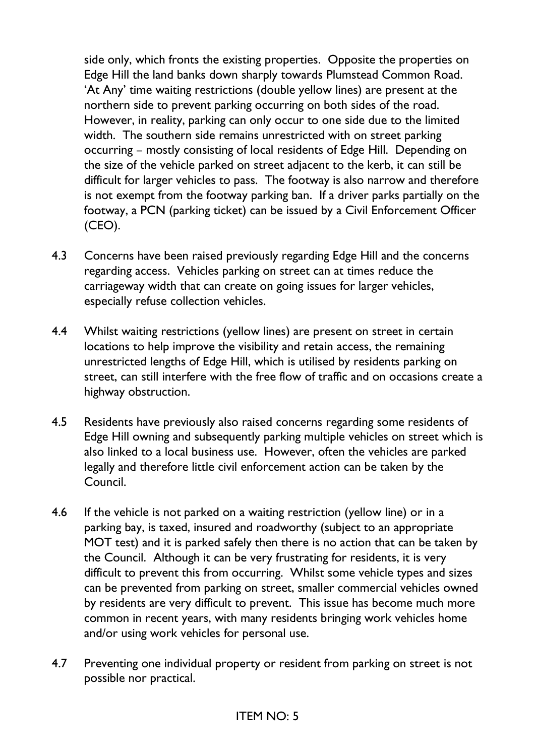side only, which fronts the existing properties. Opposite the properties on Edge Hill the land banks down sharply towards Plumstead Common Road. 'At Any' time waiting restrictions (double yellow lines) are present at the northern side to prevent parking occurring on both sides of the road. However, in reality, parking can only occur to one side due to the limited width. The southern side remains unrestricted with on street parking occurring – mostly consisting of local residents of Edge Hill. Depending on the size of the vehicle parked on street adjacent to the kerb, it can still be difficult for larger vehicles to pass. The footway is also narrow and therefore is not exempt from the footway parking ban. If a driver parks partially on the footway, a PCN (parking ticket) can be issued by a Civil Enforcement Officer (CEO).

4.3 Concerns have been raised previously regarding Edge Hill and the concerns regarding access. Vehicles parking on street can at times reduce the carriageway width that can create on going issues for larger vehicles, especially refuse collection vehicles.

4.4 Whilst waiting restrictions (yellow lines) are present on street in certain locations to help improve the visibility and retain access, the remaining unrestricted lengths of Edge Hill, which is utilised by residents parking on street, can still interfere with the free flow of traffic and on occasions create a highway obstruction.

4.5 Residents have previously also raised concerns regarding some residents of Edge Hill owning and subsequently parking multiple vehicles on street which is also linked to a local business use. However, often the vehicles are parked legally and therefore little civil enforcement action can be taken by the Council.

4.6 If the vehicle is not parked on a waiting restriction (yellow line) or in a parking bay, is taxed, insured and roadworthy (subject to an appropriate MOT test) and it is parked safely then there is no action that can be taken by the Council. Although it can be very frustrating for residents, it is very difficult to prevent this from occurring. Whilst some vehicle types and sizes can be prevented from parking on street, smaller commercial vehicles owned by residents are very difficult to prevent. This issue has become much more common in recent years, with many residents bringing work vehicles home and/or using work vehicles for personal use.

4.7 Preventing one individual property or resident from parking on street is not possible nor practical.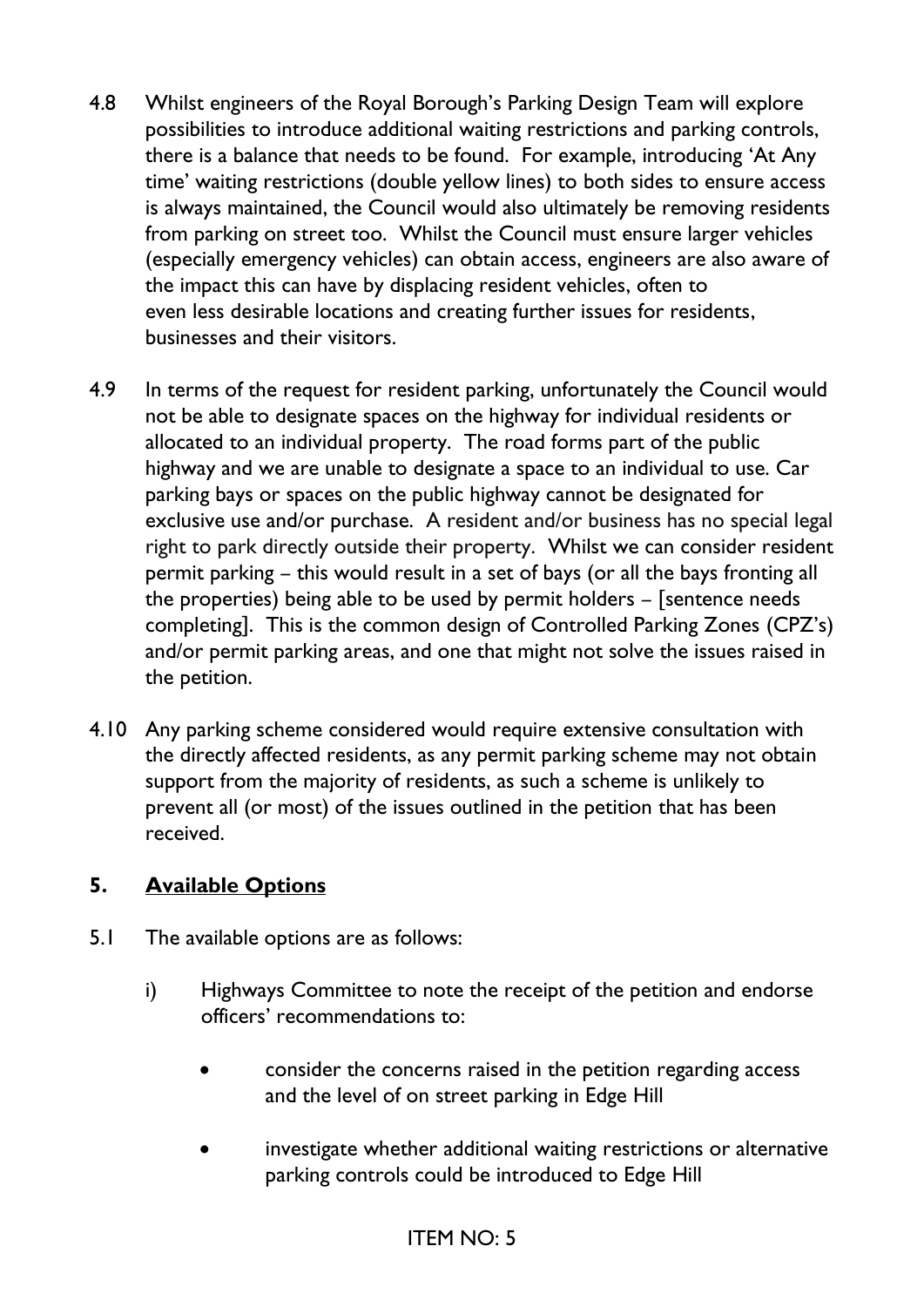4.8 Whilst engineers of the Royal Borough's Parking Design Team will explore possibilities to introduce additional waiting restrictions and parking controls, there is a balance that needs to be found. For example, introducing 'At Any time' waiting restrictions (double yellow lines) to both sides to ensure access is always maintained, the Council would also ultimately be removing residents from parking on street too. Whilst the Council must ensure larger vehicles (especially emergency vehicles) can obtain access, engineers are also aware of the impact this can have by displacing resident vehicles, often to even less desirable locations and creating further issues for residents, businesses and their visitors.

4.9 In terms of the request for resident parking, unfortunately the Council would not be able to designate spaces on the highway for individual residents or allocated to an individual property. The road forms part of the public highway and we are unable to designate a space to an individual to use. Car parking bays or spaces on the public highway cannot be designated for exclusive use and/or purchase. A resident and/or business has no special legal right to park directly outside their property. Whilst we can consider resident permit parking – this would result in a set of bays (or all the bays fronting all the properties) being able to be used by permit holders – [sentence needs completing]. This is the common design of Controlled Parking Zones (CPZ's) and/or permit parking areas, and one that might not solve the issues raised in the petition.

4.10 Any parking scheme considered would require extensive consultation with the directly affected residents, as any permit parking scheme may not obtain support from the majority of residents, as such a scheme is unlikely to prevent all (or most) of the issues outlined in the petition that has been received.

## 5. Available Options

5.1 The available options are as follows:

i) Highways Committee to note the receipt of the petition and endorse officers' recommendations to:

- consider the concerns raised in the petition regarding access and the level of on street parking in Edge Hill
- investigate whether additional waiting restrictions or alternative parking controls could be introduced to Edge Hill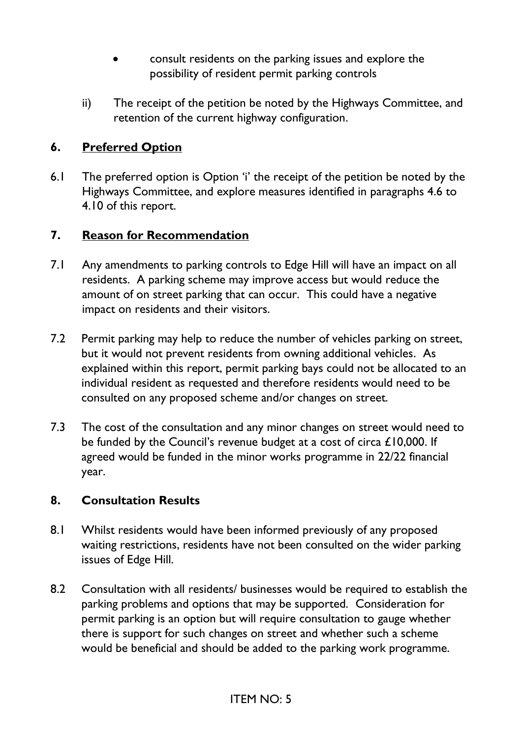- consult residents on the parking issues and explore the possibility of resident permit parking controls

ii) The receipt of the petition be noted by the Highways Committee, and retention of the current highway configuration.

## 6. Preferred Option

6.1 The preferred option is Option 'i' the receipt of the petition be noted by the Highways Committee, and explore measures identified in paragraphs 4.6 to 4.10 of this report.

## 7. Reason for Recommendation

7.1 Any amendments to parking controls to Edge Hill will have an impact on all residents. A parking scheme may improve access but would reduce the amount of on street parking that can occur. This could have a negative impact on residents and their visitors.

7.2 Permit parking may help to reduce the number of vehicles parking on street, but it would not prevent residents from owning additional vehicles. As explained within this report, permit parking bays could not be allocated to an individual resident as requested and therefore residents would need to be consulted on any proposed scheme and/or changes on street.

7.3 The cost of the consultation and any minor changes on street would need to be funded by the Council's revenue budget at a cost of circa £10,000. If agreed would be funded in the minor works programme in 22/22 financial year.

## 8. Consultation Results

8.1 Whilst residents would have been informed previously of any proposed waiting restrictions, residents have not been consulted on the wider parking issues of Edge Hill.

8.2 Consultation with all residents/ businesses would be required to establish the parking problems and options that may be supported. Consideration for permit parking is an option but will require consultation to gauge whether there is support for such changes on street and whether such a scheme would be beneficial and should be added to the parking work programme.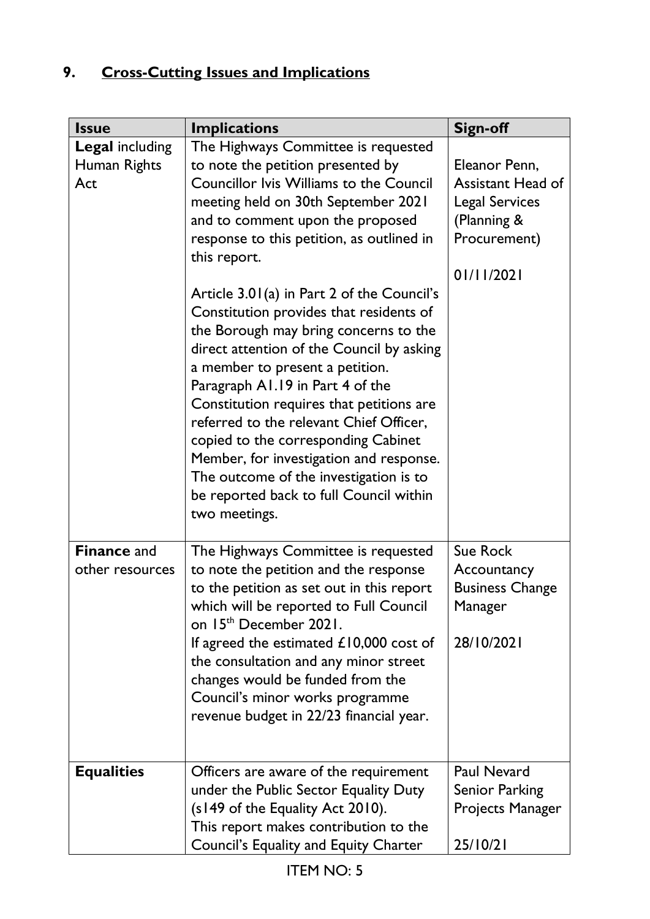## 9. Cross-Cutting Issues and Implications

| Issue | Implications | Sign-off |
| --- | --- | --- |
| **Legal** including Human Rights Act | The Highways Committee is requested to note the petition presented by Councillor Ivis Williams to the Council meeting held on 30th September 2021 and to comment upon the proposed response to this petition, as outlined in this report.<br><br>Article 3.01(a) in Part 2 of the Council's Constitution provides that residents of the Borough may bring concerns to the direct attention of the Council by asking a member to present a petition. Paragraph A1.19 in Part 4 of the Constitution requires that petitions are referred to the relevant Chief Officer, copied to the corresponding Cabinet Member, for investigation and response. The outcome of the investigation is to be reported back to full Council within two meetings. | Eleanor Penn, Assistant Head of Legal Services (Planning & Procurement)<br><br>01/11/2021 |
| **Finance** and other resources | The Highways Committee is requested to note the petition and the response to the petition as set out in this report which will be reported to Full Council on 15th December 2021.<br>If agreed the estimated £10,000 cost of the consultation and any minor street changes would be funded from the Council's minor works programme revenue budget in 22/23 financial year. | Sue Rock Accountancy Business Change Manager<br><br>28/10/2021 |
| **Equalities** | Officers are aware of the requirement under the Public Sector Equality Duty (s149 of the Equality Act 2010).<br>This report makes contribution to the Council's Equality and Equity Charter | Paul Nevard Senior Parking Projects Manager<br><br>25/10/21 |

ITEM NO: 5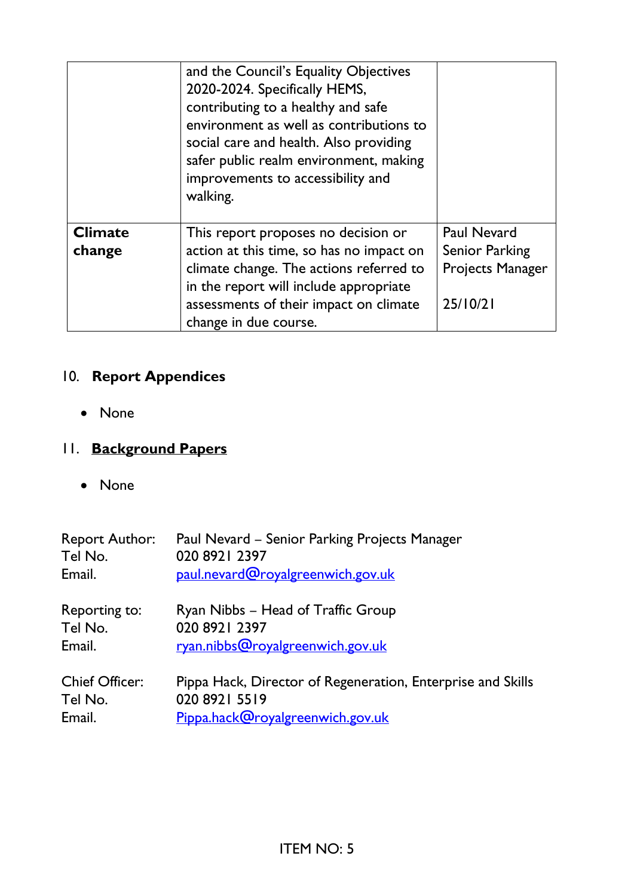| | | |
|---|---|---|
| | and the Council's Equality Objectives 2020-2024. Specifically HEMS, contributing to a healthy and safe environment as well as contributions to social care and health. Also providing safer public realm environment, making improvements to accessibility and walking. | |
| **Climate change** | This report proposes no decision or action at this time, so has no impact on climate change. The actions referred to in the report will include appropriate assessments of their impact on climate change in due course. | Paul Nevard Senior Parking Projects Manager<br><br>25/10/21 |

## 10. Report Appendices

- None

## 11. Background Papers

- None

Report Author: Paul Nevard – Senior Parking Projects Manager
Tel No. 020 8921 2397
Email. paul.nevard@royalgreenwich.gov.uk

Reporting to: Ryan Nibbs – Head of Traffic Group
Tel No. 020 8921 2397
Email. ryan.nibbs@royalgreenwich.gov.uk

Chief Officer: Pippa Hack, Director of Regeneration, Enterprise and Skills
Tel No. 020 8921 5519
Email. Pippa.hack@royalgreenwich.gov.uk

ITEM NO: 5